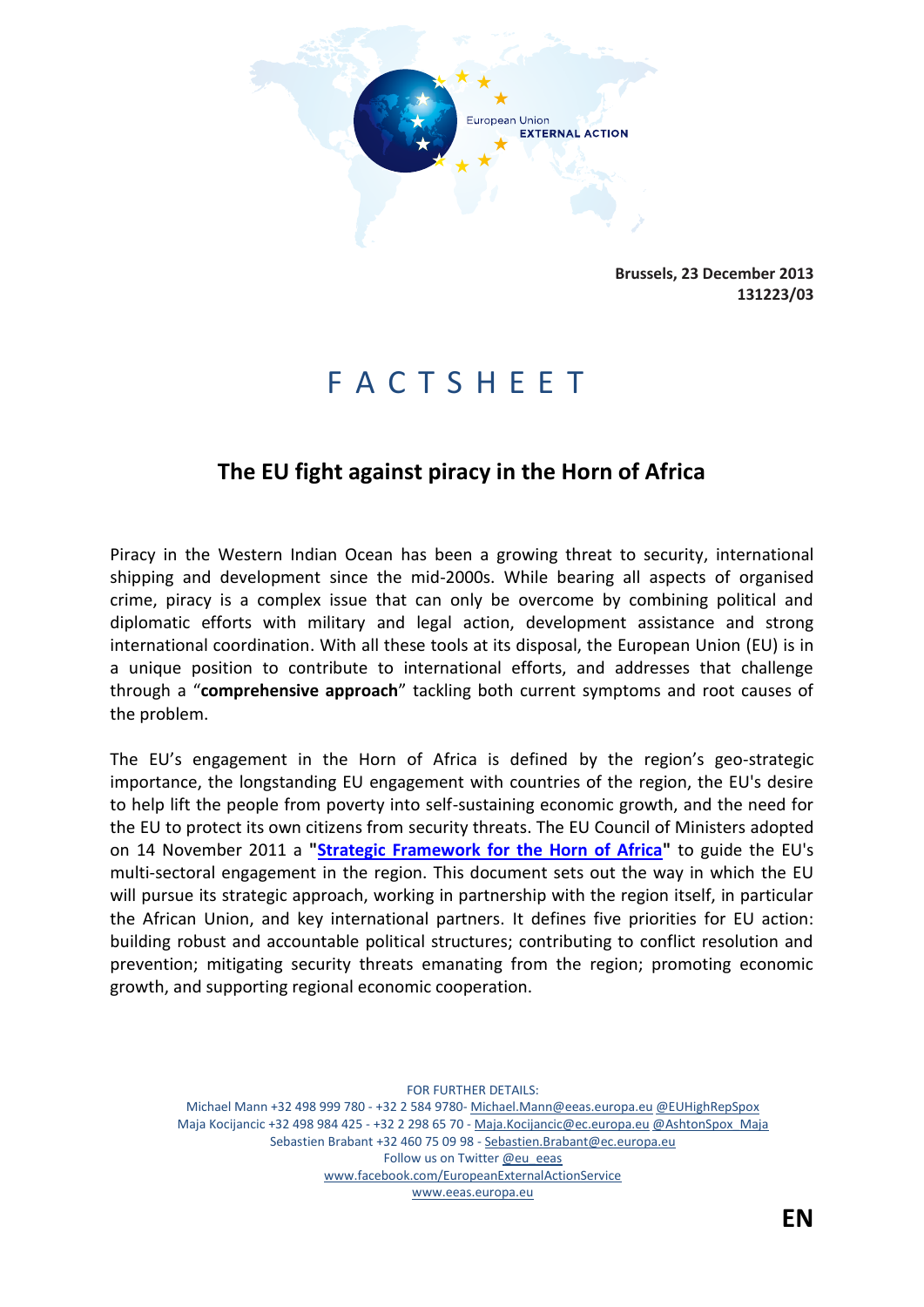European Union
EXTERNAL ACTION

**Brussels, 23 December 2013**
**131223/03**

# FACTSHEET

## The EU fight against piracy in the Horn of Africa

Piracy in the Western Indian Ocean has been a growing threat to security, international shipping and development since the mid-2000s. While bearing all aspects of organised crime, piracy is a complex issue that can only be overcome by combining political and diplomatic efforts with military and legal action, development assistance and strong international coordination. With all these tools at its disposal, the European Union (EU) is in a unique position to contribute to international efforts, and addresses that challenge through a "**comprehensive approach**" tackling both current symptoms and root causes of the problem.

The EU's engagement in the Horn of Africa is defined by the region's geo-strategic importance, the longstanding EU engagement with countries of the region, the EU's desire to help lift the people from poverty into self-sustaining economic growth, and the need for the EU to protect its own citizens from security threats. The EU Council of Ministers adopted on 14 November 2011 a **"Strategic Framework for the Horn of Africa"** to guide the EU's multi-sectoral engagement in the region. This document sets out the way in which the EU will pursue its strategic approach, working in partnership with the region itself, in particular the African Union, and key international partners. It defines five priorities for EU action: building robust and accountable political structures; contributing to conflict resolution and prevention; mitigating security threats emanating from the region; promoting economic growth, and supporting regional economic cooperation.

FOR FURTHER DETAILS:
Michael Mann +32 498 999 780 - +32 2 584 9780- Michael.Mann@eeas.europa.eu @EUHighRepSpox
Maja Kocijancic +32 498 984 425 - +32 2 298 65 70 - Maja.Kocijancic@ec.europa.eu @AshtonSpox_Maja
Sebastien Brabant +32 460 75 09 98 - Sebastien.Brabant@ec.europa.eu
Follow us on Twitter @eu_eeas
www.facebook.com/EuropeanExternalActionService
www.eeas.europa.eu

**EN**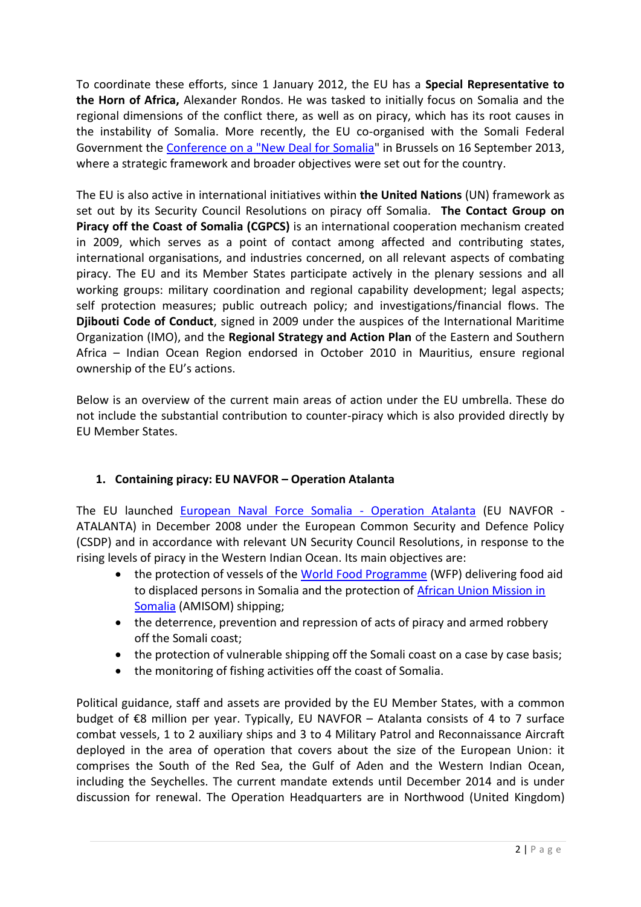To coordinate these efforts, since 1 January 2012, the EU has a **Special Representative to the Horn of Africa,** Alexander Rondos. He was tasked to initially focus on Somalia and the regional dimensions of the conflict there, as well as on piracy, which has its root causes in the instability of Somalia. More recently, the EU co-organised with the Somali Federal Government the Conference on a "New Deal for Somalia" in Brussels on 16 September 2013, where a strategic framework and broader objectives were set out for the country.

The EU is also active in international initiatives within **the United Nations** (UN) framework as set out by its Security Council Resolutions on piracy off Somalia. **The Contact Group on Piracy off the Coast of Somalia (CGPCS)** is an international cooperation mechanism created in 2009, which serves as a point of contact among affected and contributing states, international organisations, and industries concerned, on all relevant aspects of combating piracy. The EU and its Member States participate actively in the plenary sessions and all working groups: military coordination and regional capability development; legal aspects; self protection measures; public outreach policy; and investigations/financial flows. The **Djibouti Code of Conduct**, signed in 2009 under the auspices of the International Maritime Organization (IMO), and the **Regional Strategy and Action Plan** of the Eastern and Southern Africa – Indian Ocean Region endorsed in October 2010 in Mauritius, ensure regional ownership of the EU's actions.

Below is an overview of the current main areas of action under the EU umbrella. These do not include the substantial contribution to counter-piracy which is also provided directly by EU Member States.

## 1. Containing piracy: EU NAVFOR – Operation Atalanta

The EU launched European Naval Force Somalia - Operation Atalanta (EU NAVFOR - ATALANTA) in December 2008 under the European Common Security and Defence Policy (CSDP) and in accordance with relevant UN Security Council Resolutions, in response to the rising levels of piracy in the Western Indian Ocean. Its main objectives are:

- the protection of vessels of the World Food Programme (WFP) delivering food aid to displaced persons in Somalia and the protection of African Union Mission in Somalia (AMISOM) shipping;
- the deterrence, prevention and repression of acts of piracy and armed robbery off the Somali coast;
- the protection of vulnerable shipping off the Somali coast on a case by case basis;
- the monitoring of fishing activities off the coast of Somalia.

Political guidance, staff and assets are provided by the EU Member States, with a common budget of €8 million per year. Typically, EU NAVFOR – Atalanta consists of 4 to 7 surface combat vessels, 1 to 2 auxiliary ships and 3 to 4 Military Patrol and Reconnaissance Aircraft deployed in the area of operation that covers about the size of the European Union: it comprises the South of the Red Sea, the Gulf of Aden and the Western Indian Ocean, including the Seychelles. The current mandate extends until December 2014 and is under discussion for renewal. The Operation Headquarters are in Northwood (United Kingdom)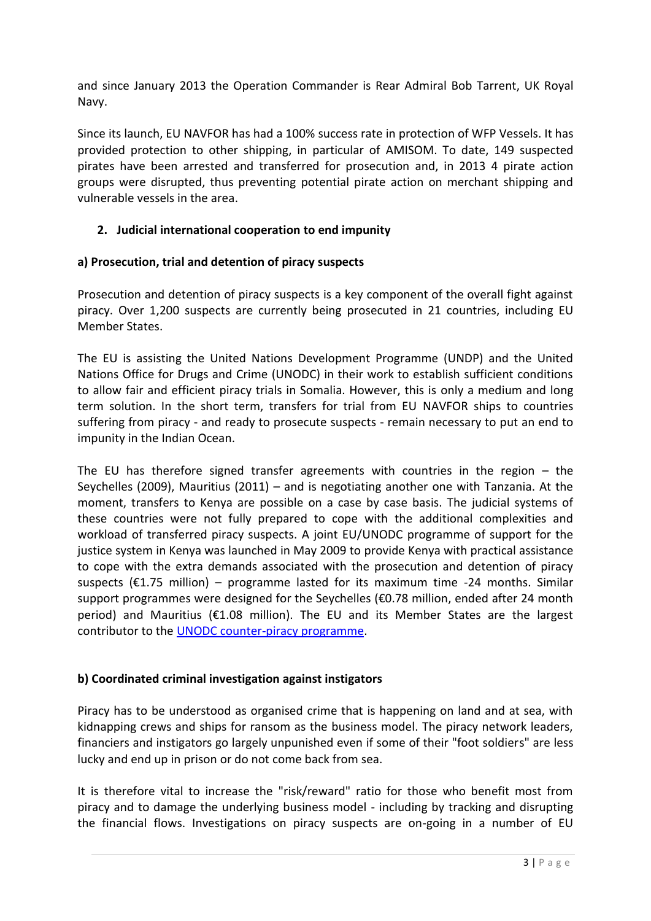and since January 2013 the Operation Commander is Rear Admiral Bob Tarrent, UK Royal Navy.

Since its launch, EU NAVFOR has had a 100% success rate in protection of WFP Vessels. It has provided protection to other shipping, in particular of AMISOM. To date, 149 suspected pirates have been arrested and transferred for prosecution and, in 2013 4 pirate action groups were disrupted, thus preventing potential pirate action on merchant shipping and vulnerable vessels in the area.

## 2. Judicial international cooperation to end impunity

### a) Prosecution, trial and detention of piracy suspects

Prosecution and detention of piracy suspects is a key component of the overall fight against piracy. Over 1,200 suspects are currently being prosecuted in 21 countries, including EU Member States.

The EU is assisting the United Nations Development Programme (UNDP) and the United Nations Office for Drugs and Crime (UNODC) in their work to establish sufficient conditions to allow fair and efficient piracy trials in Somalia. However, this is only a medium and long term solution. In the short term, transfers for trial from EU NAVFOR ships to countries suffering from piracy - and ready to prosecute suspects - remain necessary to put an end to impunity in the Indian Ocean.

The EU has therefore signed transfer agreements with countries in the region – the Seychelles (2009), Mauritius (2011) – and is negotiating another one with Tanzania. At the moment, transfers to Kenya are possible on a case by case basis. The judicial systems of these countries were not fully prepared to cope with the additional complexities and workload of transferred piracy suspects. A joint EU/UNODC programme of support for the justice system in Kenya was launched in May 2009 to provide Kenya with practical assistance to cope with the extra demands associated with the prosecution and detention of piracy suspects (€1.75 million) – programme lasted for its maximum time -24 months. Similar support programmes were designed for the Seychelles (€0.78 million, ended after 24 month period) and Mauritius (€1.08 million). The EU and its Member States are the largest contributor to the UNODC counter-piracy programme.

### b) Coordinated criminal investigation against instigators

Piracy has to be understood as organised crime that is happening on land and at sea, with kidnapping crews and ships for ransom as the business model. The piracy network leaders, financiers and instigators go largely unpunished even if some of their "foot soldiers" are less lucky and end up in prison or do not come back from sea.

It is therefore vital to increase the "risk/reward" ratio for those who benefit most from piracy and to damage the underlying business model - including by tracking and disrupting the financial flows. Investigations on piracy suspects are on-going in a number of EU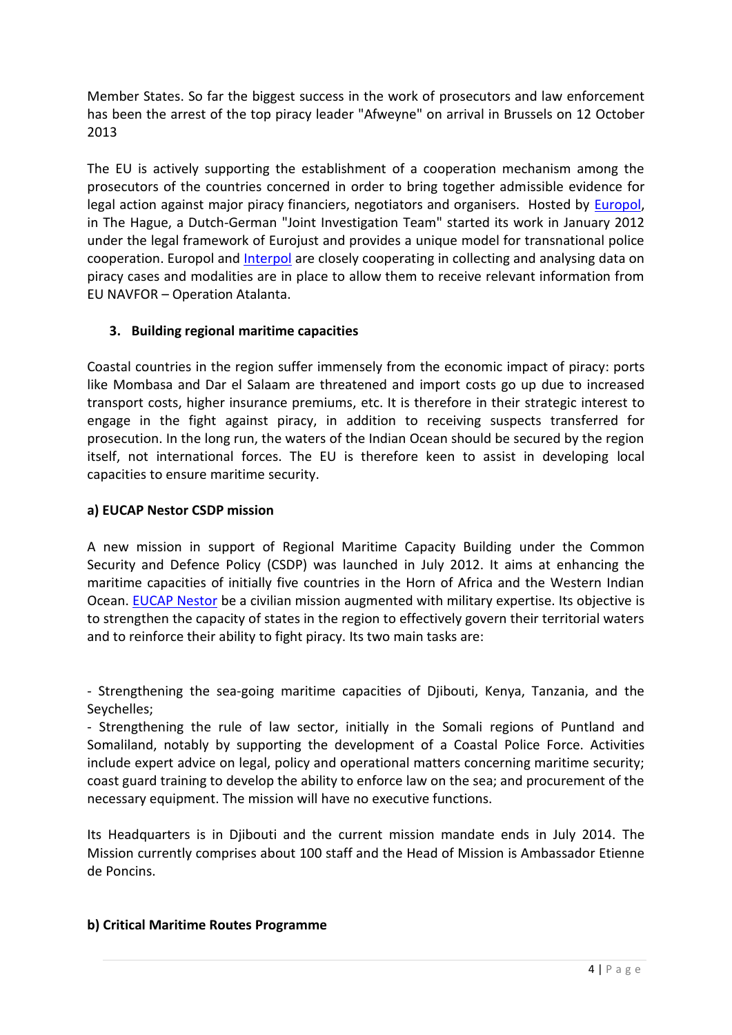Member States. So far the biggest success in the work of prosecutors and law enforcement has been the arrest of the top piracy leader "Afweyne" on arrival in Brussels on 12 October 2013

The EU is actively supporting the establishment of a cooperation mechanism among the prosecutors of the countries concerned in order to bring together admissible evidence for legal action against major piracy financiers, negotiators and organisers. Hosted by Europol, in The Hague, a Dutch-German "Joint Investigation Team" started its work in January 2012 under the legal framework of Eurojust and provides a unique model for transnational police cooperation. Europol and Interpol are closely cooperating in collecting and analysing data on piracy cases and modalities are in place to allow them to receive relevant information from EU NAVFOR – Operation Atalanta.

### 3. Building regional maritime capacities

Coastal countries in the region suffer immensely from the economic impact of piracy: ports like Mombasa and Dar el Salaam are threatened and import costs go up due to increased transport costs, higher insurance premiums, etc. It is therefore in their strategic interest to engage in the fight against piracy, in addition to receiving suspects transferred for prosecution. In the long run, the waters of the Indian Ocean should be secured by the region itself, not international forces. The EU is therefore keen to assist in developing local capacities to ensure maritime security.

#### a) EUCAP Nestor CSDP mission

A new mission in support of Regional Maritime Capacity Building under the Common Security and Defence Policy (CSDP) was launched in July 2012. It aims at enhancing the maritime capacities of initially five countries in the Horn of Africa and the Western Indian Ocean. EUCAP Nestor be a civilian mission augmented with military expertise. Its objective is to strengthen the capacity of states in the region to effectively govern their territorial waters and to reinforce their ability to fight piracy. Its two main tasks are:

- Strengthening the sea-going maritime capacities of Djibouti, Kenya, Tanzania, and the Seychelles;
- Strengthening the rule of law sector, initially in the Somali regions of Puntland and Somaliland, notably by supporting the development of a Coastal Police Force. Activities include expert advice on legal, policy and operational matters concerning maritime security; coast guard training to develop the ability to enforce law on the sea; and procurement of the necessary equipment. The mission will have no executive functions.

Its Headquarters is in Djibouti and the current mission mandate ends in July 2014. The Mission currently comprises about 100 staff and the Head of Mission is Ambassador Etienne de Poncins.

#### b) Critical Maritime Routes Programme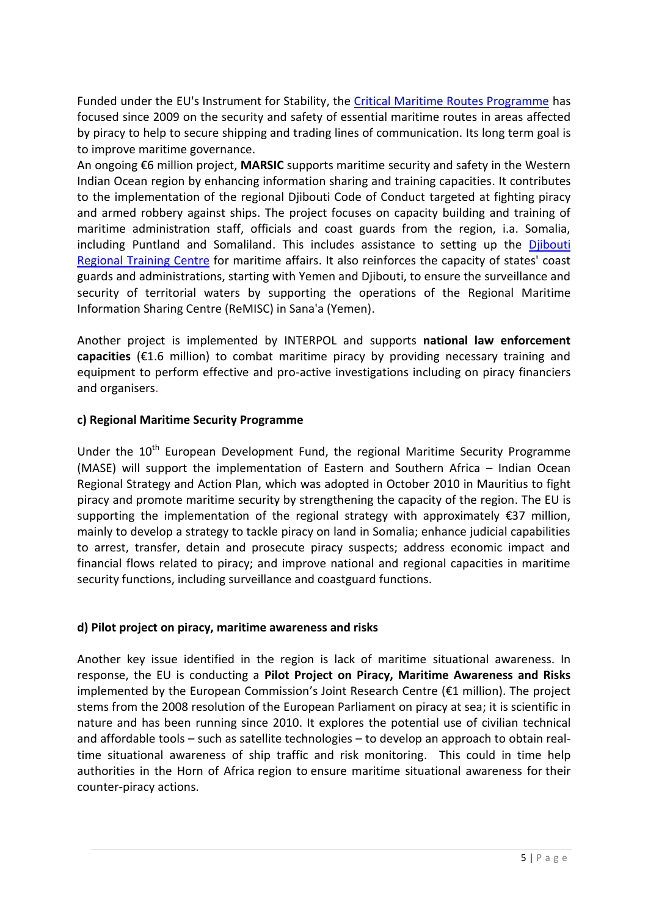Funded under the EU's Instrument for Stability, the [Critical Maritime Routes Programme] has focused since 2009 on the security and safety of essential maritime routes in areas affected by piracy to help to secure shipping and trading lines of communication. Its long term goal is to improve maritime governance.

An ongoing €6 million project, **MARSIC** supports maritime security and safety in the Western Indian Ocean region by enhancing information sharing and training capacities. It contributes to the implementation of the regional Djibouti Code of Conduct targeted at fighting piracy and armed robbery against ships. The project focuses on capacity building and training of maritime administration staff, officials and coast guards from the region, i.a. Somalia, including Puntland and Somaliland. This includes assistance to setting up the [Djibouti Regional Training Centre] for maritime affairs. It also reinforces the capacity of states' coast guards and administrations, starting with Yemen and Djibouti, to ensure the surveillance and security of territorial waters by supporting the operations of the Regional Maritime Information Sharing Centre (ReMISC) in Sana'a (Yemen).

Another project is implemented by INTERPOL and supports **national law enforcement capacities** (€1.6 million) to combat maritime piracy by providing necessary training and equipment to perform effective and pro-active investigations including on piracy financiers and organisers.

**c) Regional Maritime Security Programme**

Under the 10th European Development Fund, the regional Maritime Security Programme (MASE) will support the implementation of Eastern and Southern Africa – Indian Ocean Regional Strategy and Action Plan, which was adopted in October 2010 in Mauritius to fight piracy and promote maritime security by strengthening the capacity of the region. The EU is supporting the implementation of the regional strategy with approximately €37 million, mainly to develop a strategy to tackle piracy on land in Somalia; enhance judicial capabilities to arrest, transfer, detain and prosecute piracy suspects; address economic impact and financial flows related to piracy; and improve national and regional capacities in maritime security functions, including surveillance and coastguard functions.

**d) Pilot project on piracy, maritime awareness and risks**

Another key issue identified in the region is lack of maritime situational awareness. In response, the EU is conducting a **Pilot Project on Piracy, Maritime Awareness and Risks** implemented by the European Commission's Joint Research Centre (€1 million). The project stems from the 2008 resolution of the European Parliament on piracy at sea; it is scientific in nature and has been running since 2010. It explores the potential use of civilian technical and affordable tools – such as satellite technologies – to develop an approach to obtain real-time situational awareness of ship traffic and risk monitoring. This could in time help authorities in the Horn of Africa region to ensure maritime situational awareness for their counter-piracy actions.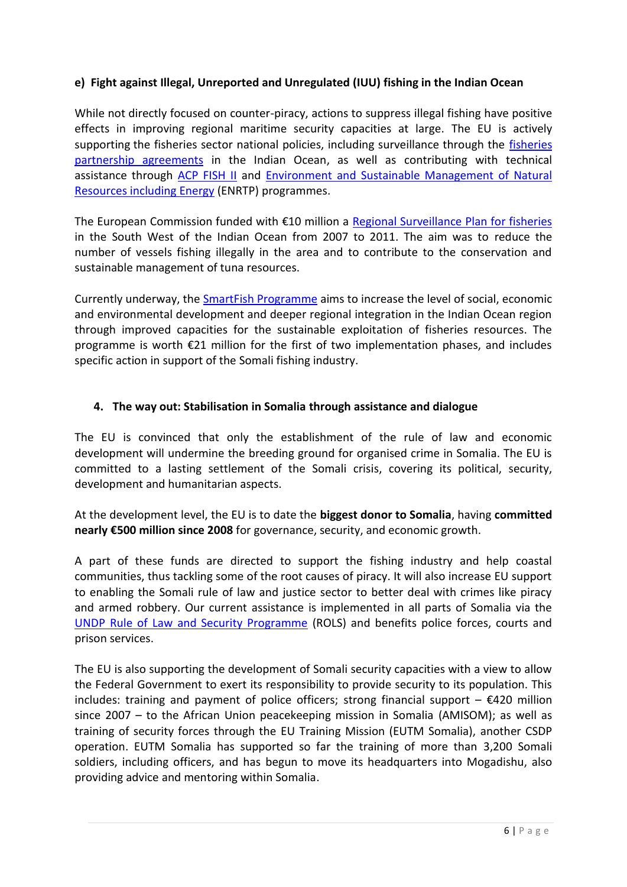#### e) Fight against Illegal, Unreported and Unregulated (IUU) fishing in the Indian Ocean

While not directly focused on counter-piracy, actions to suppress illegal fishing have positive effects in improving regional maritime security capacities at large. The EU is actively supporting the fisheries sector national policies, including surveillance through the fisheries partnership agreements in the Indian Ocean, as well as contributing with technical assistance through ACP FISH II and Environment and Sustainable Management of Natural Resources including Energy (ENRTP) programmes.

The European Commission funded with €10 million a Regional Surveillance Plan for fisheries in the South West of the Indian Ocean from 2007 to 2011. The aim was to reduce the number of vessels fishing illegally in the area and to contribute to the conservation and sustainable management of tuna resources.

Currently underway, the SmartFish Programme aims to increase the level of social, economic and environmental development and deeper regional integration in the Indian Ocean region through improved capacities for the sustainable exploitation of fisheries resources. The programme is worth €21 million for the first of two implementation phases, and includes specific action in support of the Somali fishing industry.

## 4. The way out: Stabilisation in Somalia through assistance and dialogue

The EU is convinced that only the establishment of the rule of law and economic development will undermine the breeding ground for organised crime in Somalia. The EU is committed to a lasting settlement of the Somali crisis, covering its political, security, development and humanitarian aspects.

At the development level, the EU is to date the **biggest donor to Somalia**, having **committed nearly €500 million since 2008** for governance, security, and economic growth.

A part of these funds are directed to support the fishing industry and help coastal communities, thus tackling some of the root causes of piracy. It will also increase EU support to enabling the Somali rule of law and justice sector to better deal with crimes like piracy and armed robbery. Our current assistance is implemented in all parts of Somalia via the UNDP Rule of Law and Security Programme (ROLS) and benefits police forces, courts and prison services.

The EU is also supporting the development of Somali security capacities with a view to allow the Federal Government to exert its responsibility to provide security to its population. This includes: training and payment of police officers; strong financial support – €420 million since 2007 – to the African Union peacekeeping mission in Somalia (AMISOM); as well as training of security forces through the EU Training Mission (EUTM Somalia), another CSDP operation. EUTM Somalia has supported so far the training of more than 3,200 Somali soldiers, including officers, and has begun to move its headquarters into Mogadishu, also providing advice and mentoring within Somalia.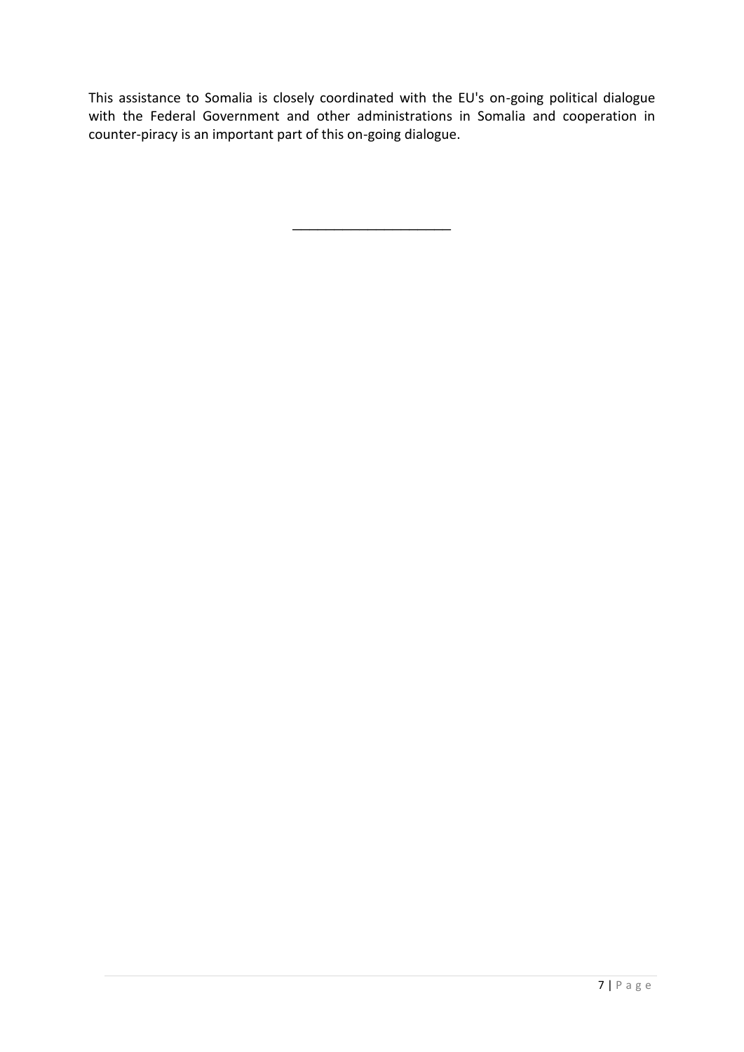This assistance to Somalia is closely coordinated with the EU's on-going political dialogue with the Federal Government and other administrations in Somalia and cooperation in counter-piracy is an important part of this on-going dialogue.

______________________